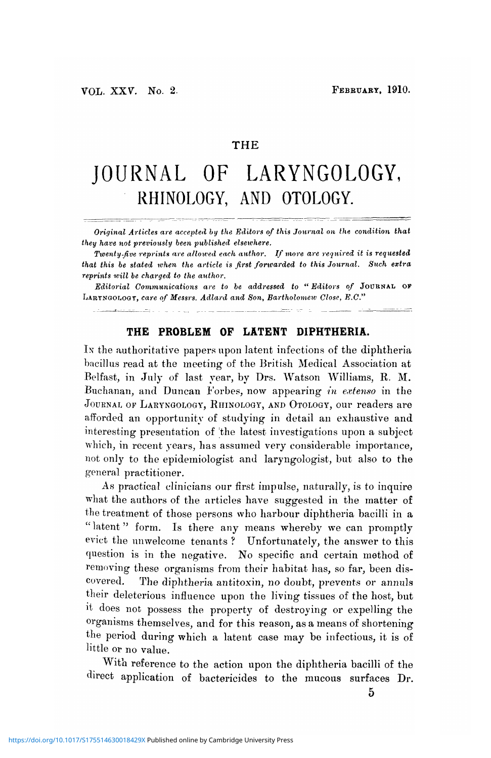THE

# JOURNAL OF LARYNGOLOGY, RHINOLOGY, AND OTOLOGY.

*Original Articles are accepted by the Editors of this Journal on the condition that they have not previously been published elsewhere.*

*Twenty-five reprints are allowed each author. If more are required it is requested that this be stated when the article is first forwarded to this Journal. Such extra reprints will be charged to the author.*

*Editorial Communications are to be addressed to "Editors of* JOURNAL OF LARYNGOLOGY, *care of Messrs. Adlard and Son, Bartholomew Close, E.C."*

## THE PROBLEM OF LATENT DIPHTHERIA.

IN the authoritative papers upon latent infections of the diphtheria bacillus read at the meeting of the British Medical Association at Belfast, in July of last year, by Drs. Watson Williams, R. M. Buchanan, and Duncan Forbes, now appearing *in extenso* in the JOURNAL OF LARYNGOLOGY, RHINOLOGY, AND OTOLOGY, our readers are afforded an opportunity of studying in detail an exhaustive and interesting presentation of the latest investigations upon a subject which, in recent years, has assumed very considerable importance, not only to the epidemiologist and laryngologist, but also to the general practitioner.

As practical clinicians our first impulse, naturally, is to inquire what the authors of the articles have suggested in the matter of the treatment of those persons who harbour diphtheria bacilli in a "latent" form. Is there any means whereby we can promptly evict the unwelcome tenants? Unfortunately, the answer to this question is in the negative. No specific and certain method of removing these organisms from their habitat has, so far, been discovered. The diphtheria antitoxin, no doubt, prevents or annuls their deleterious influence upon the living tissues of the host, but it does not possess the property of destroying or expelling the organisms themselves, and for this reason, as a means of shortening the period during which a latent case may be infectious, it is of little or no value.

With reference to the action upon the diphtheria bacilli of the direct application of bactericides to the mucous surfaces Dr.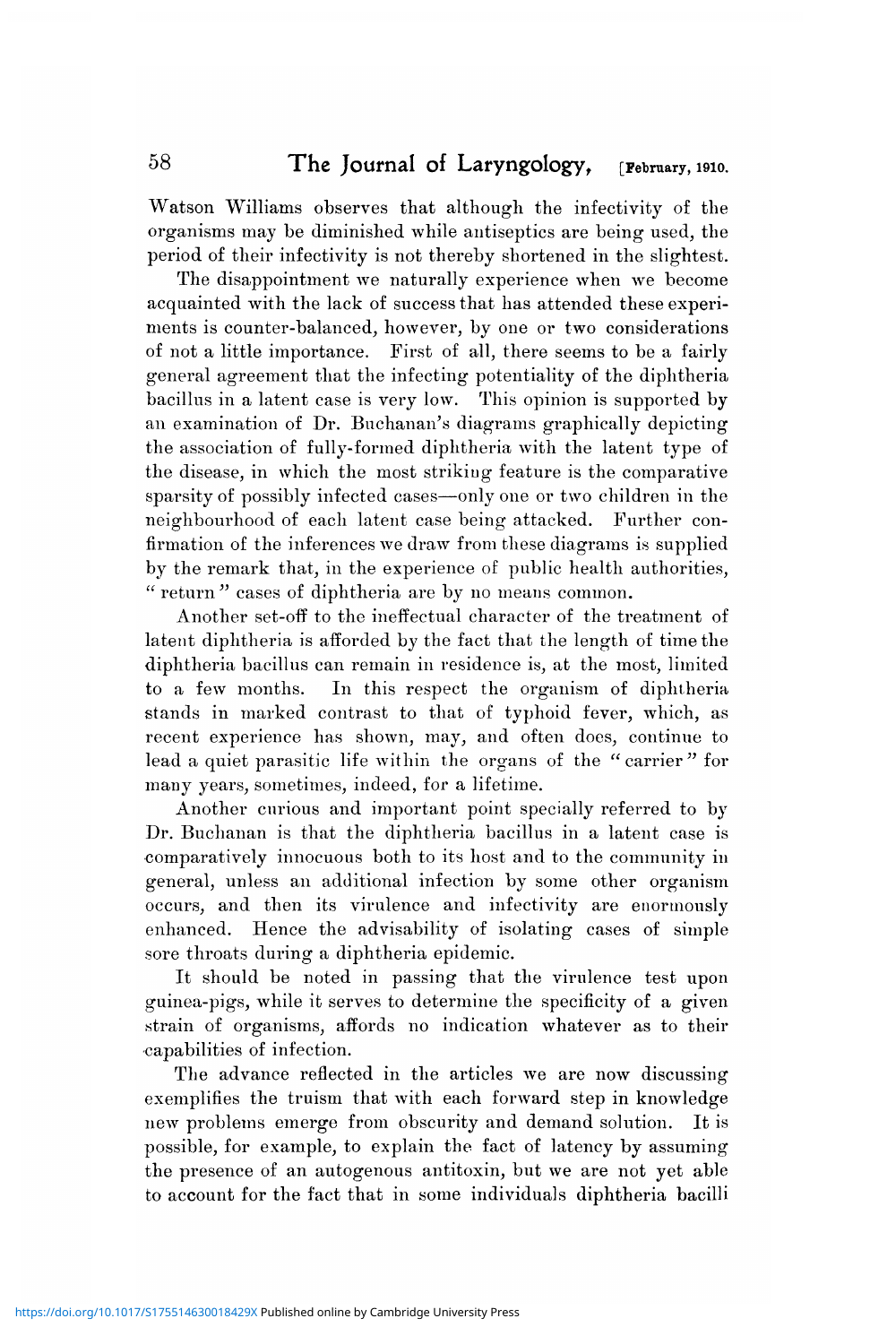Watson Williams observes that although the infectivity of the organisms may be diminished while antiseptics are being used, the period of their infectivity is not thereby shortened in the slightest.

The disappointment we naturally experience when we become acquainted with the lack of success that has attended these experiments is counter-balanced, however, by one or two considerations of not a little importance. First of all, there seems to be a fairly general agreement that the infecting potentiality of the diphtheria bacillus in a latent case is very low. This opinion is supported by an examination of Dr. Buchanan's diagrams graphically depicting the association of fully-formed diphtheria with the latent type of the disease, in which the most striking feature is the comparative sparsity of possibly infected cases—only one or two children in the neighbourhood of each latent case being attacked. Further confirmation of the inferences we draw from these diagrams is supplied by the remark that, in the experience of public health authorities, "return" cases of diphtheria are by no means common.

Another set-off to the ineffectual character of the treatment of latent diphtheria is afforded by the fact that the length of time the diphtheria bacillus can remain in residence is, at the most, limited to a few months. In this respect the organism of diphtheria stands in marked contrast to that of typhoid fever, which, as recent experience has shown, may, and often does, continue to lead a quiet parasitic life within the organs of the "carrier" for many years, sometimes, indeed, for a lifetime.

Another curious and important point specially referred to by Dr. Buchanan is that the diphtheria bacillus in a latent case is comparatively innocuous both to its host and to the community in general, unless an additional infection by some other organism occurs, and then its virulence and infectivity are enormously enhanced. Hence the advisability of isolating cases of simple sore throats during a diphtheria epidemic.

It should be noted in passing that the virulence test upon guinea-pigs, while it serves to determine the specificity of a given strain of organisms, affords no indication whatever as to their capabilities of infection.

The advance reflected in the articles we are now discussing exemplifies the truism that with each forward step in knowledge new problems emerge from obscurity and demand solution. It is possible, for example, to explain the fact of latency by assuming the presence of an autogenous antitoxin, but we are not yet able to account for the fact that in some individuals diphtheria bacilli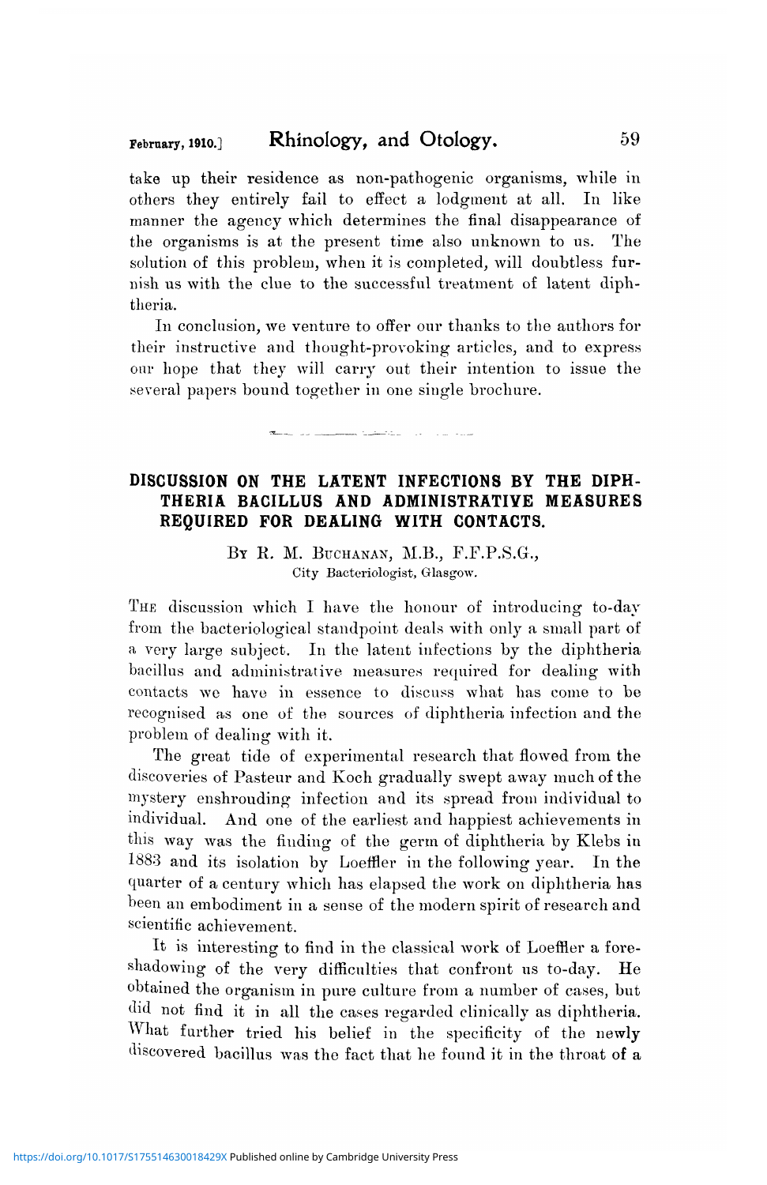take up their residence as non-pathogenic organisms, while in others they entirely fail to effect a lodgment at all. In like manner the agency which determines the final disappearance of the organisms is at the present time also unknown to us. The solution of this problem, when it is completed, will doubtless furnish us with the clue to the successful treatment of latent diphtheria.

In conclusion, we venture to offer our thanks to the authors for their instructive and thought-provoking articles, and to express our hope that they will carry out their intention to issue the several papers bound together in one single brochure.

---

## DISCUSSION ON THE LATENT INFECTIONS BY THE DIPHTHERIA BACILLUS AND ADMINISTRATIVE MEASURES REQUIRED FOR DEALING WITH CONTACTS.

By R. M. Buchanan, M.B., F.F.P.S.G.,
City Bacteriologist, Glasgow.

The discussion which I have the honour of introducing to-day from the bacteriological standpoint deals with only a small part of a very large subject. In the latent infections by the diphtheria bacillus and administrative measures required for dealing with contacts we have in essence to discuss what has come to be recognised as one of the sources of diphtheria infection and the problem of dealing with it.

The great tide of experimental research that flowed from the discoveries of Pasteur and Koch gradually swept away much of the mystery enshrouding infection and its spread from individual to individual. And one of the earliest and happiest achievements in this way was the finding of the germ of diphtheria by Klebs in 1883 and its isolation by Loeffler in the following year. In the quarter of a century which has elapsed the work on diphtheria has been an embodiment in a sense of the modern spirit of research and scientific achievement.

It is interesting to find in the classical work of Loeffler a foreshadowing of the very difficulties that confront us to-day. He obtained the organism in pure culture from a number of cases, but did not find it in all the cases regarded clinically as diphtheria. What further tried his belief in the specificity of the newly discovered bacillus was the fact that he found it in the throat of a